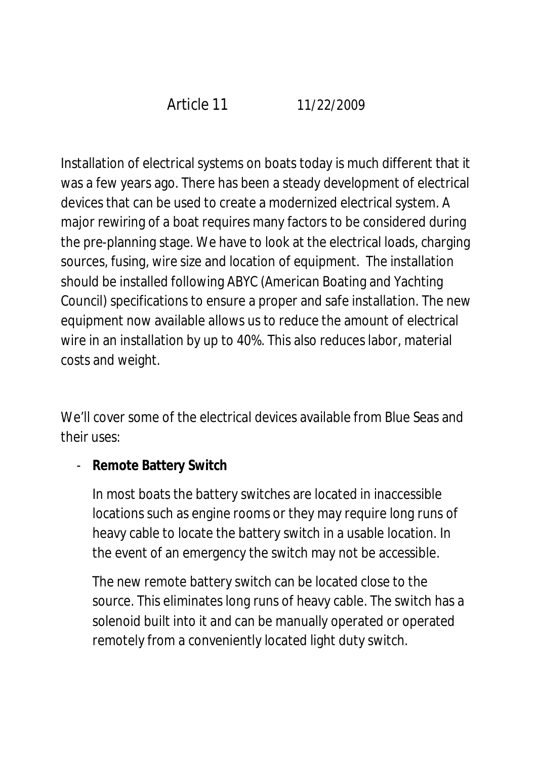# Article 11 11/22/2009

Installation of electrical systems on boats today is much different that it was a few years ago. There has been a steady development of electrical devices that can be used to create a modernized electrical system. A major rewiring of a boat requires many factors to be considered during the pre-planning stage. We have to look at the electrical loads, charging sources, fusing, wire size and location of equipment. The installation should be installed following ABYC (American Boating and Yachting Council) specifications to ensure a proper and safe installation. The new equipment now available allows us to reduce the amount of electrical wire in an installation by up to 40%. This also reduces labor, material costs and weight.

We'll cover some of the electrical devices available from Blue Seas and their uses:

- **Remote Battery Switch**

  In most boats the battery switches are located in inaccessible locations such as engine rooms or they may require long runs of heavy cable to locate the battery switch in a usable location. In the event of an emergency the switch may not be accessible.

  The new remote battery switch can be located close to the source. This eliminates long runs of heavy cable. The switch has a solenoid built into it and can be manually operated or operated remotely from a conveniently located light duty switch.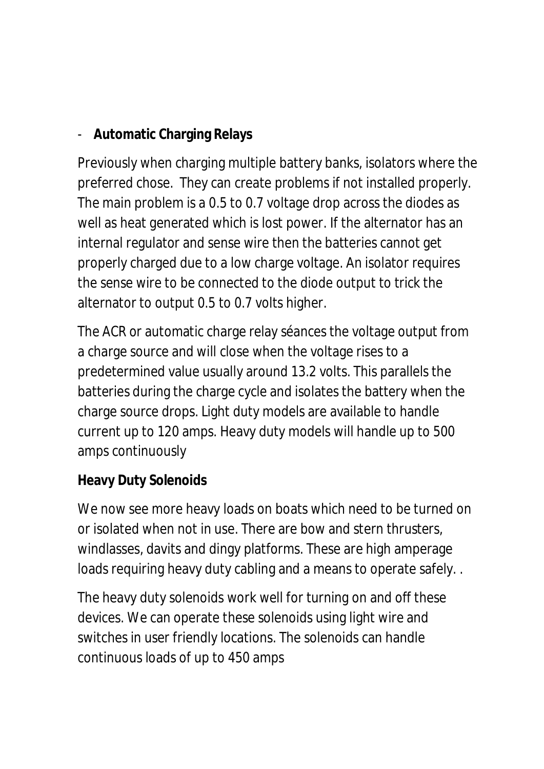- **Automatic Charging Relays**

Previously when charging multiple battery banks, isolators where the preferred chose. They can create problems if not installed properly. The main problem is a 0.5 to 0.7 voltage drop across the diodes as well as heat generated which is lost power. If the alternator has an internal regulator and sense wire then the batteries cannot get properly charged due to a low charge voltage. An isolator requires the sense wire to be connected to the diode output to trick the alternator to output 0.5 to 0.7 volts higher.

The ACR or automatic charge relay séances the voltage output from a charge source and will close when the voltage rises to a predetermined value usually around 13.2 volts. This parallels the batteries during the charge cycle and isolates the battery when the charge source drops. Light duty models are available to handle current up to 120 amps. Heavy duty models will handle up to 500 amps continuously

**Heavy Duty Solenoids**

We now see more heavy loads on boats which need to be turned on or isolated when not in use. There are bow and stern thrusters, windlasses, davits and dingy platforms. These are high amperage loads requiring heavy duty cabling and a means to operate safely. .

The heavy duty solenoids work well for turning on and off these devices. We can operate these solenoids using light wire and switches in user friendly locations. The solenoids can handle continuous loads of up to 450 amps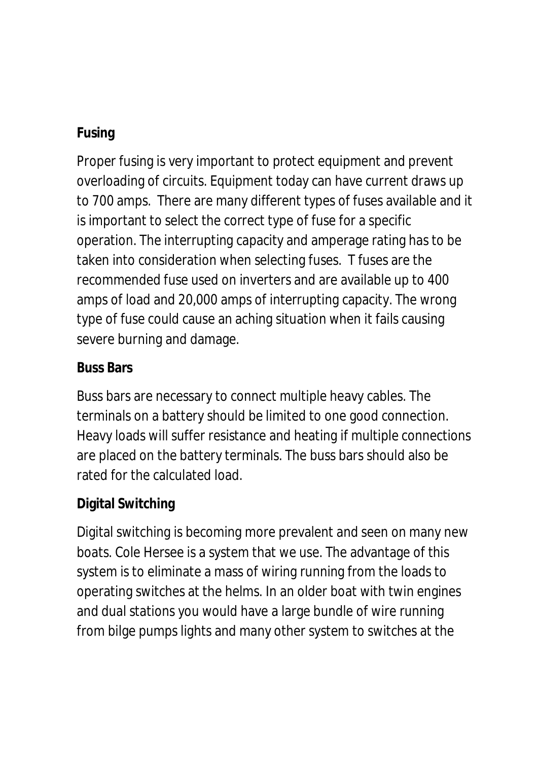**Fusing**

Proper fusing is very important to protect equipment and prevent overloading of circuits. Equipment today can have current draws up to 700 amps.  There are many different types of fuses available and it is important to select the correct type of fuse for a specific operation. The interrupting capacity and amperage rating has to be taken into consideration when selecting fuses.  T fuses are the recommended fuse used on inverters and are available up to 400 amps of load and 20,000 amps of interrupting capacity. The wrong type of fuse could cause an aching situation when it fails causing severe burning and damage.

**Buss Bars**

Buss bars are necessary to connect multiple heavy cables. The terminals on a battery should be limited to one good connection. Heavy loads will suffer resistance and heating if multiple connections are placed on the battery terminals. The buss bars should also be rated for the calculated load.

**Digital Switching**

Digital switching is becoming more prevalent and seen on many new boats. Cole Hersee is a system that we use. The advantage of this system is to eliminate a mass of wiring running from the loads to operating switches at the helms. In an older boat with twin engines and dual stations you would have a large bundle of wire running from bilge pumps lights and many other system to switches at the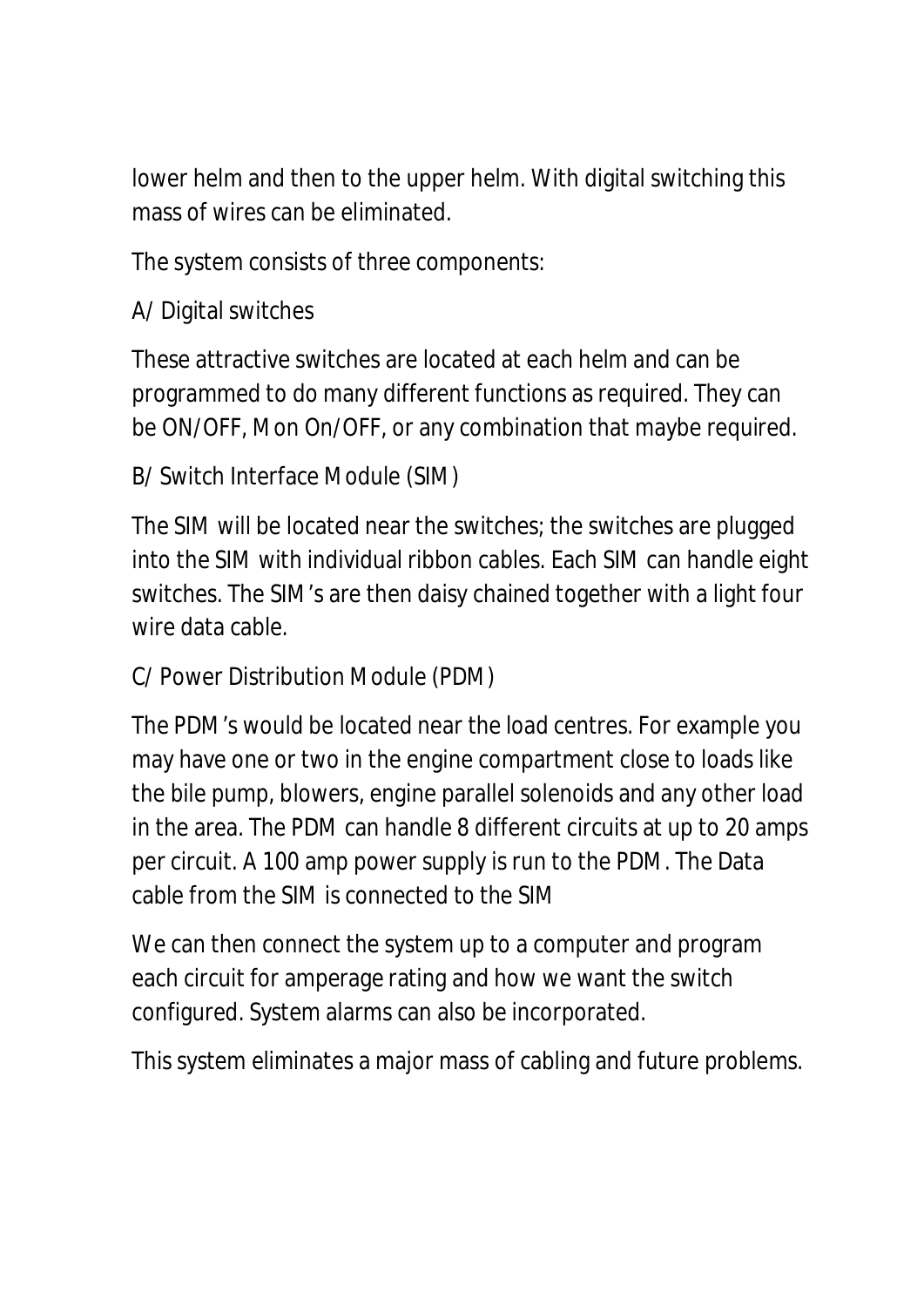lower helm and then to the upper helm. With digital switching this mass of wires can be eliminated.

The system consists of three components:

A/ Digital switches

These attractive switches are located at each helm and can be programmed to do many different functions as required. They can be ON/OFF, Mon On/OFF, or any combination that maybe required.

B/ Switch Interface Module (SIM)

The SIM will be located near the switches; the switches are plugged into the SIM with individual ribbon cables. Each SIM can handle eight switches. The SIM's are then daisy chained together with a light four wire data cable.

C/ Power Distribution Module (PDM)

The PDM's would be located near the load centres. For example you may have one or two in the engine compartment close to loads like the bile pump, blowers, engine parallel solenoids and any other load in the area. The PDM can handle 8 different circuits at up to 20 amps per circuit. A 100 amp power supply is run to the PDM. The Data cable from the SIM is connected to the SIM

We can then connect the system up to a computer and program each circuit for amperage rating and how we want the switch configured. System alarms can also be incorporated.

This system eliminates a major mass of cabling and future problems.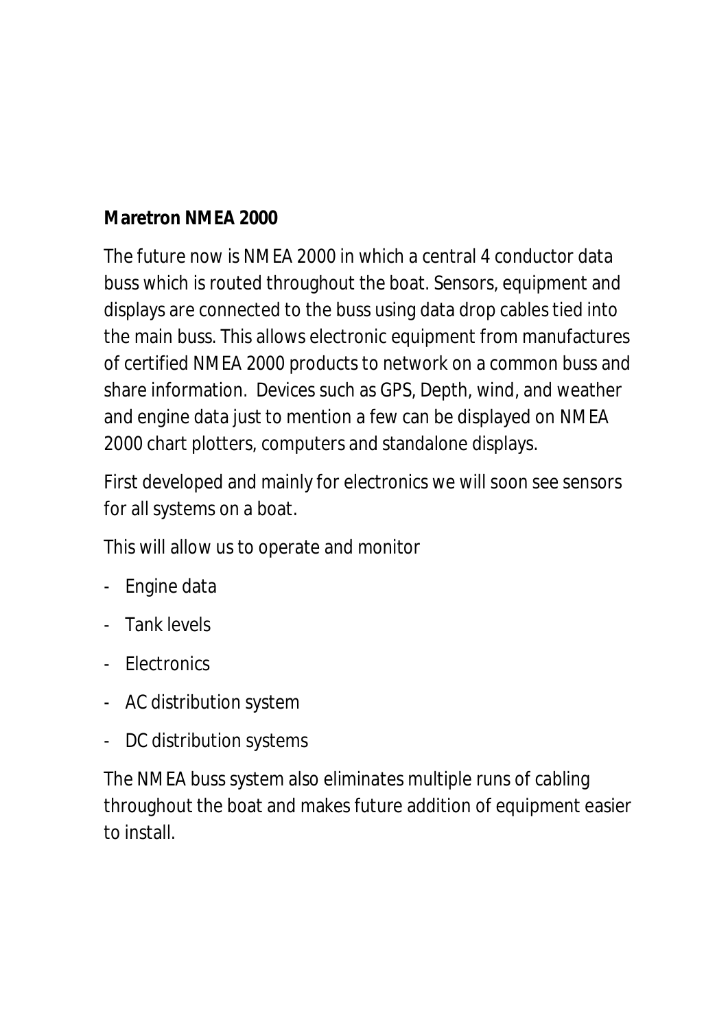**Maretron NMEA 2000**

The future now is NMEA 2000 in which a central 4 conductor data buss which is routed throughout the boat. Sensors, equipment and displays are connected to the buss using data drop cables tied into the main buss. This allows electronic equipment from manufactures of certified NMEA 2000 products to network on a common buss and share information.  Devices such as GPS, Depth, wind, and weather and engine data just to mention a few can be displayed on NMEA 2000 chart plotters, computers and standalone displays.

First developed and mainly for electronics we will soon see sensors for all systems on a boat.

This will allow us to operate and monitor

- Engine data
- Tank levels
- Electronics
- AC distribution system
- DC distribution systems

The NMEA buss system also eliminates multiple runs of cabling throughout the boat and makes future addition of equipment easier to install.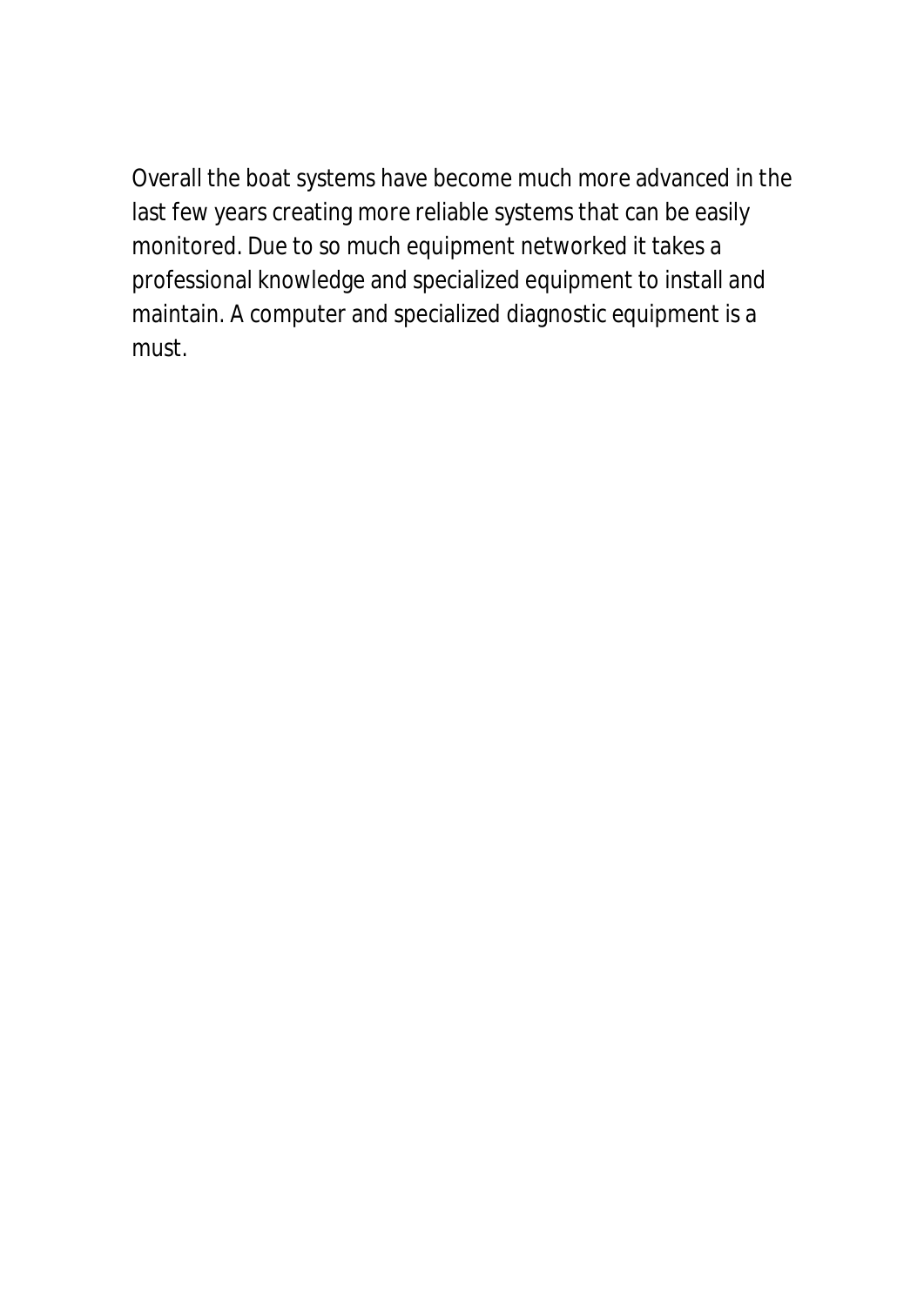Overall the boat systems have become much more advanced in the last few years creating more reliable systems that can be easily monitored. Due to so much equipment networked it takes a professional knowledge and specialized equipment to install and maintain. A computer and specialized diagnostic equipment is a must.